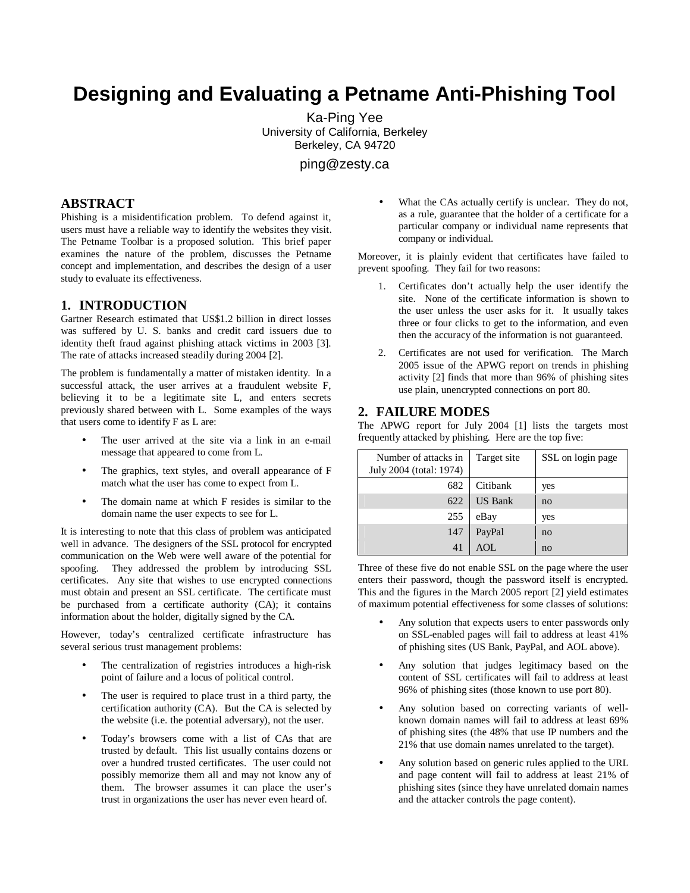# Designing and Evaluating a Petname Anti-Phishing Tool

Ka-Ping Yee
University of California, Berkeley
Berkeley, CA 94720

ping@zesty.ca

## ABSTRACT

Phishing is a misidentification problem. To defend against it, users must have a reliable way to identify the websites they visit. The Petname Toolbar is a proposed solution. This brief paper examines the nature of the problem, discusses the Petname concept and implementation, and describes the design of a user study to evaluate its effectiveness.

## 1. INTRODUCTION

Gartner Research estimated that US$1.2 billion in direct losses was suffered by U. S. banks and credit card issuers due to identity theft fraud against phishing attack victims in 2003 [3]. The rate of attacks increased steadily during 2004 [2].

The problem is fundamentally a matter of mistaken identity. In a successful attack, the user arrives at a fraudulent website F, believing it to be a legitimate site L, and enters secrets previously shared between with L. Some examples of the ways that users come to identify F as L are:

- The user arrived at the site via a link in an e-mail message that appeared to come from L.
- The graphics, text styles, and overall appearance of F match what the user has come to expect from L.
- The domain name at which F resides is similar to the domain name the user expects to see for L.

It is interesting to note that this class of problem was anticipated well in advance. The designers of the SSL protocol for encrypted communication on the Web were well aware of the potential for spoofing. They addressed the problem by introducing SSL certificates. Any site that wishes to use encrypted connections must obtain and present an SSL certificate. The certificate must be purchased from a certificate authority (CA); it contains information about the holder, digitally signed by the CA.

However, today's centralized certificate infrastructure has several serious trust management problems:

- The centralization of registries introduces a high-risk point of failure and a locus of political control.
- The user is required to place trust in a third party, the certification authority (CA). But the CA is selected by the website (i.e. the potential adversary), not the user.
- Today's browsers come with a list of CAs that are trusted by default. This list usually contains dozens or over a hundred trusted certificates. The user could not possibly memorize them all and may not know any of them. The browser assumes it can place the user's trust in organizations the user has never even heard of.
- What the CAs actually certify is unclear. They do not, as a rule, guarantee that the holder of a certificate for a particular company or individual name represents that company or individual.

Moreover, it is plainly evident that certificates have failed to prevent spoofing. They fail for two reasons:

1. Certificates don't actually help the user identify the site. None of the certificate information is shown to the user unless the user asks for it. It usually takes three or four clicks to get to the information, and even then the accuracy of the information is not guaranteed.
2. Certificates are not used for verification. The March 2005 issue of the APWG report on trends in phishing activity [2] finds that more than 96% of phishing sites use plain, unencrypted connections on port 80.

## 2. FAILURE MODES

The APWG report for July 2004 [1] lists the targets most frequently attacked by phishing. Here are the top five:

| Number of attacks in July 2004 (total: 1974) | Target site | SSL on login page |
|---|---|---|
| 682 | Citibank | yes |
| 622 | US Bank | no |
| 255 | eBay | yes |
| 147 | PayPal | no |
| 41 | AOL | no |

Three of these five do not enable SSL on the page where the user enters their password, though the password itself is encrypted. This and the figures in the March 2005 report [2] yield estimates of maximum potential effectiveness for some classes of solutions:

- Any solution that expects users to enter passwords only on SSL-enabled pages will fail to address at least 41% of phishing sites (US Bank, PayPal, and AOL above).
- Any solution that judges legitimacy based on the content of SSL certificates will fail to address at least 96% of phishing sites (those known to use port 80).
- Any solution based on correcting variants of well-known domain names will fail to address at least 69% of phishing sites (the 48% that use IP numbers and the 21% that use domain names unrelated to the target).
- Any solution based on generic rules applied to the URL and page content will fail to address at least 21% of phishing sites (since they have unrelated domain names and the attacker controls the page content).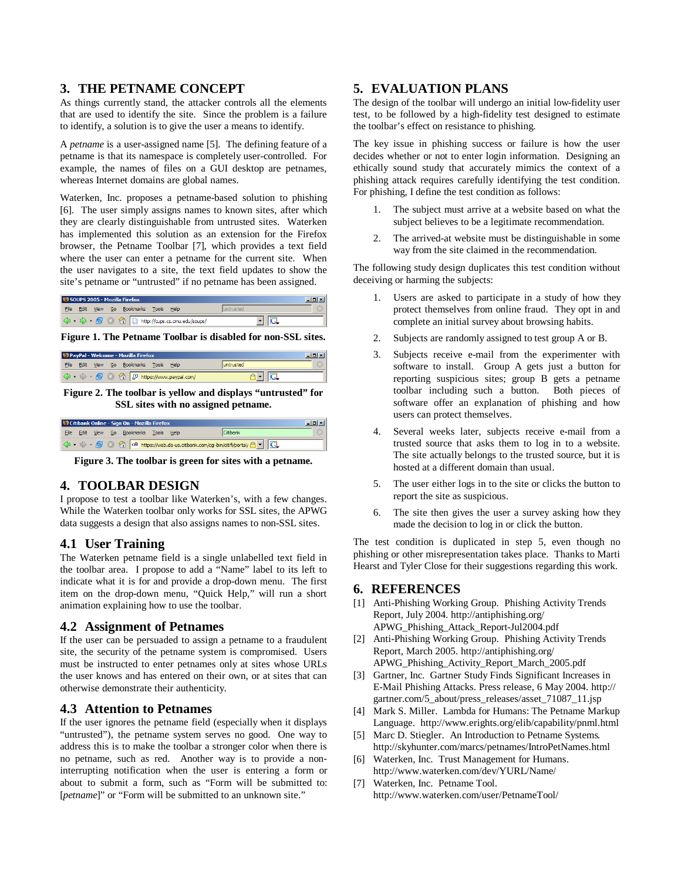## 3. THE PETNAME CONCEPT

As things currently stand, the attacker controls all the elements that are used to identify the site. Since the problem is a failure to identify, a solution is to give the user a means to identify.

A *petname* is a user-assigned name [5]. The defining feature of a petname is that its namespace is completely user-controlled. For example, the names of files on a GUI desktop are petnames, whereas Internet domains are global names.

Waterken, Inc. proposes a petname-based solution to phishing [6]. The user simply assigns names to known sites, after which they are clearly distinguishable from untrusted sites. Waterken has implemented this solution as an extension for the Firefox browser, the Petname Toolbar [7], which provides a text field where the user can enter a petname for the current site. When the user navigates to a site, the text field updates to show the site's petname or "untrusted" if no petname has been assigned.

**Figure 1. The Petname Toolbar is disabled for non-SSL sites.**

**Figure 2. The toolbar is yellow and displays "untrusted" for SSL sites with no assigned petname.**

**Figure 3. The toolbar is green for sites with a petname.**

## 4. TOOLBAR DESIGN

I propose to test a toolbar like Waterken's, with a few changes. While the Waterken toolbar only works for SSL sites, the APWG data suggests a design that also assigns names to non-SSL sites.

### 4.1 User Training

The Waterken petname field is a single unlabelled text field in the toolbar area. I propose to add a "Name" label to its left to indicate what it is for and provide a drop-down menu. The first item on the drop-down menu, "Quick Help," will run a short animation explaining how to use the toolbar.

### 4.2 Assignment of Petnames

If the user can be persuaded to assign a petname to a fraudulent site, the security of the petname system is compromised. Users must be instructed to enter petnames only at sites whose URLs the user knows and has entered on their own, or at sites that can otherwise demonstrate their authenticity.

### 4.3 Attention to Petnames

If the user ignores the petname field (especially when it displays "untrusted"), the petname system serves no good. One way to address this is to make the toolbar a stronger color when there is no petname, such as red. Another way is to provide a non-interrupting notification when the user is entering a form or about to submit a form, such as "Form will be submitted to: [*petname*]" or "Form will be submitted to an unknown site."

## 5. EVALUATION PLANS

The design of the toolbar will undergo an initial low-fidelity user test, to be followed by a high-fidelity test designed to estimate the toolbar's effect on resistance to phishing.

The key issue in phishing success or failure is how the user decides whether or not to enter login information. Designing an ethically sound study that accurately mimics the context of a phishing attack requires carefully identifying the test condition. For phishing, I define the test condition as follows:

1. The subject must arrive at a website based on what the subject believes to be a legitimate recommendation.
2. The arrived-at website must be distinguishable in some way from the site claimed in the recommendation.

The following study design duplicates this test condition without deceiving or harming the subjects:

1. Users are asked to participate in a study of how they protect themselves from online fraud. They opt in and complete an initial survey about browsing habits.
2. Subjects are randomly assigned to test group A or B.
3. Subjects receive e-mail from the experimenter with software to install. Group A gets just a button for reporting suspicious sites; group B gets a petname toolbar including such a button. Both pieces of software offer an explanation of phishing and how users can protect themselves.
4. Several weeks later, subjects receive e-mail from a trusted source that asks them to log in to a website. The site actually belongs to the trusted source, but it is hosted at a different domain than usual.
5. The user either logs in to the site or clicks the button to report the site as suspicious.
6. The site then gives the user a survey asking how they made the decision to log in or click the button.

The test condition is duplicated in step 5, even though no phishing or other misrepresentation takes place. Thanks to Marti Hearst and Tyler Close for their suggestions regarding this work.

## 6. REFERENCES

[1] Anti-Phishing Working Group. Phishing Activity Trends Report, July 2004. http://antiphishing.org/APWG_Phishing_Attack_Report-Jul2004.pdf

[2] Anti-Phishing Working Group. Phishing Activity Trends Report, March 2005. http://antiphishing.org/APWG_Phishing_Activity_Report_March_2005.pdf

[3] Gartner, Inc. Gartner Study Finds Significant Increases in E-Mail Phishing Attacks. Press release, 6 May 2004. http://gartner.com/5_about/press_releases/asset_71087_11.jsp

[4] Mark S. Miller. Lambda for Humans: The Petname Markup Language. http://www.erights.org/elib/capability/pnml.html

[5] Marc D. Stiegler. An Introduction to Petname Systems. http://skyhunter.com/marcs/petnames/IntroPetNames.html

[6] Waterken, Inc. Trust Management for Humans. http://www.waterken.com/dev/YURL/Name/

[7] Waterken, Inc. Petname Tool. http://www.waterken.com/user/PetnameTool/